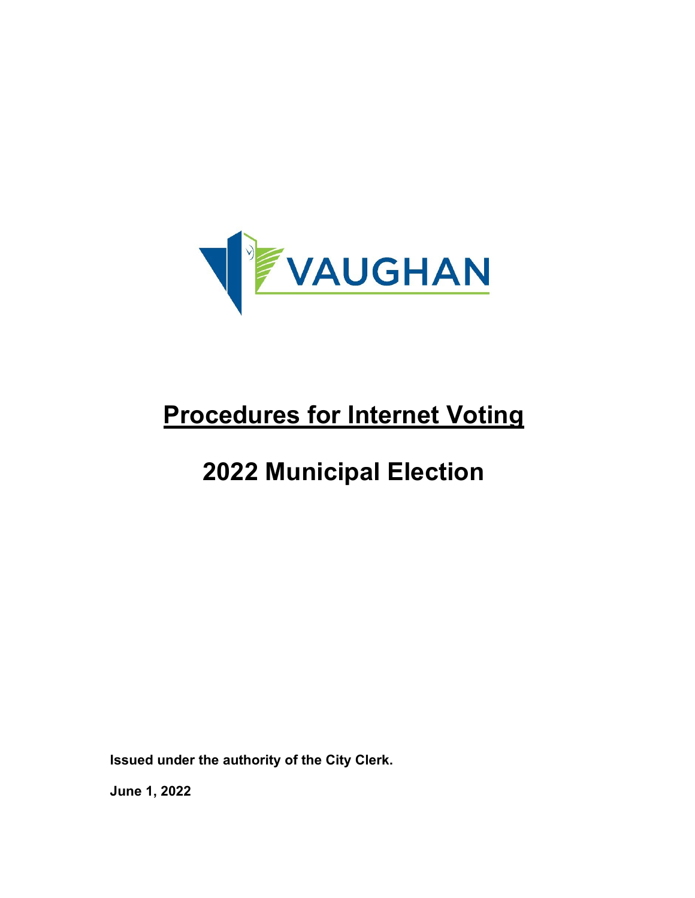VAUGHAN

# Procedures for Internet Voting

# 2022 Municipal Election

**Issued under the authority of the City Clerk.**

**June 1, 2022**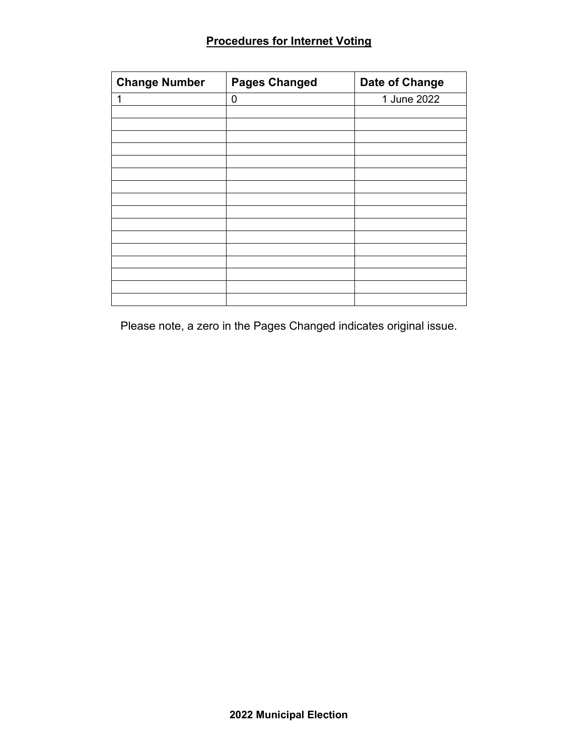## Procedures for Internet Voting

| Change Number | Pages Changed | Date of Change |
| --- | --- | --- |
| 1 | 0 | 1 June 2022 |
| | | |
| | | |
| | | |
| | | |
| | | |
| | | |
| | | |
| | | |
| | | |
| | | |
| | | |
| | | |
| | | |
| | | |
| | | |
| | | |

Please note, a zero in the Pages Changed indicates original issue.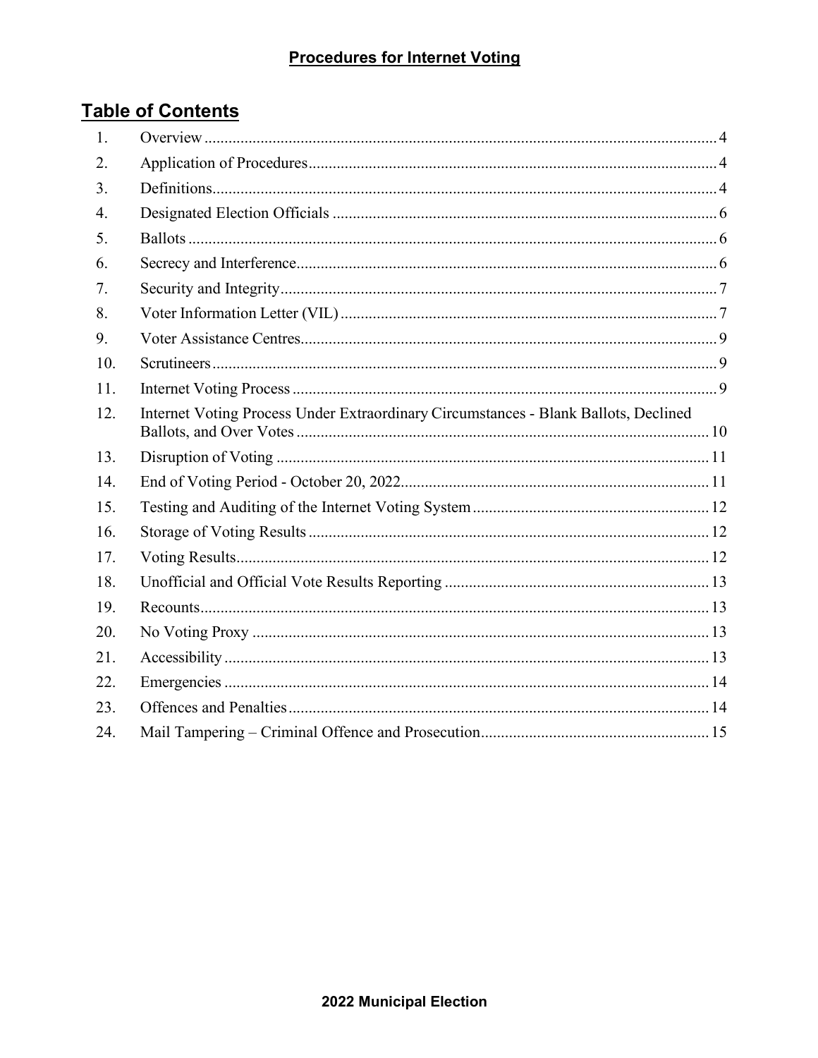**Procedures for Internet Voting**

## Table of Contents

| | | |
|---|---|---|
| 1. | Overview | 4 |
| 2. | Application of Procedures | 4 |
| 3. | Definitions | 4 |
| 4. | Designated Election Officials | 6 |
| 5. | Ballots | 6 |
| 6. | Secrecy and Interference | 6 |
| 7. | Security and Integrity | 7 |
| 8. | Voter Information Letter (VIL) | 7 |
| 9. | Voter Assistance Centres | 9 |
| 10. | Scrutineers | 9 |
| 11. | Internet Voting Process | 9 |
| 12. | Internet Voting Process Under Extraordinary Circumstances - Blank Ballots, Declined Ballots, and Over Votes | 10 |
| 13. | Disruption of Voting | 11 |
| 14. | End of Voting Period - October 20, 2022 | 11 |
| 15. | Testing and Auditing of the Internet Voting System | 12 |
| 16. | Storage of Voting Results | 12 |
| 17. | Voting Results | 12 |
| 18. | Unofficial and Official Vote Results Reporting | 13 |
| 19. | Recounts | 13 |
| 20. | No Voting Proxy | 13 |
| 21. | Accessibility | 13 |
| 22. | Emergencies | 14 |
| 23. | Offences and Penalties | 14 |
| 24. | Mail Tampering – Criminal Offence and Prosecution | 15 |

**2022 Municipal Election**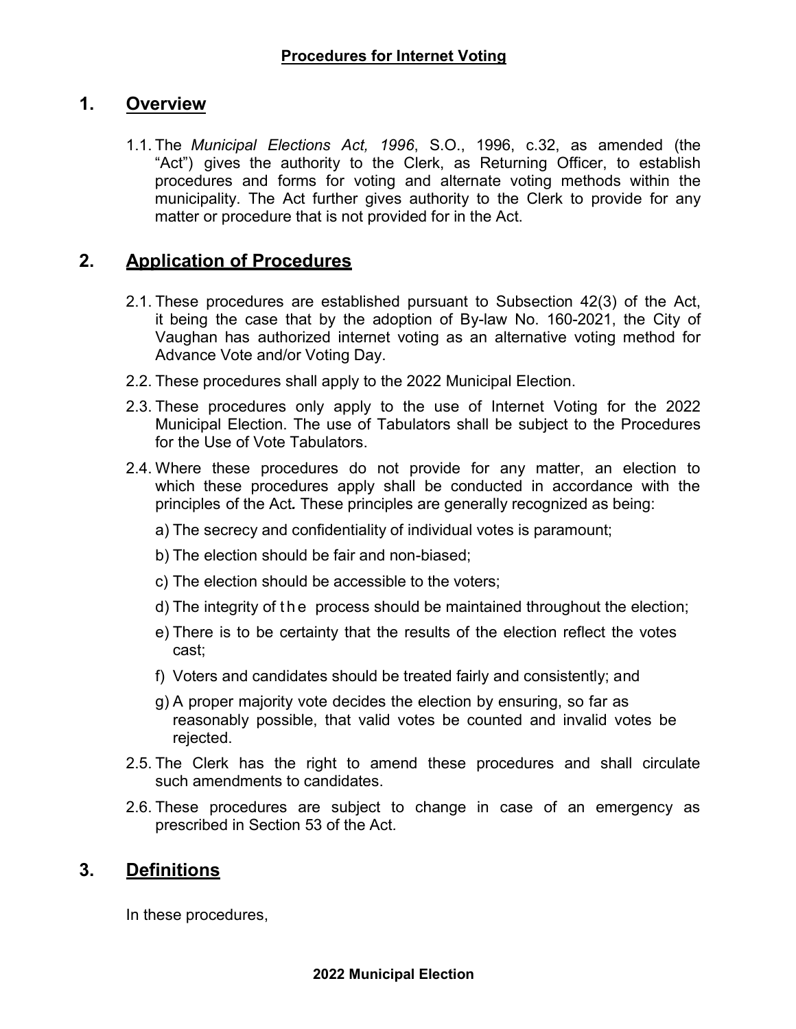**Procedures for Internet Voting**

## 1. Overview

1.1. The *Municipal Elections Act, 1996*, S.O., 1996, c.32, as amended (the "Act") gives the authority to the Clerk, as Returning Officer, to establish procedures and forms for voting and alternate voting methods within the municipality. The Act further gives authority to the Clerk to provide for any matter or procedure that is not provided for in the Act.

## 2. Application of Procedures

2.1. These procedures are established pursuant to Subsection 42(3) of the Act, it being the case that by the adoption of By-law No. 160-2021, the City of Vaughan has authorized internet voting as an alternative voting method for Advance Vote and/or Voting Day.

2.2. These procedures shall apply to the 2022 Municipal Election.

2.3. These procedures only apply to the use of Internet Voting for the 2022 Municipal Election. The use of Tabulators shall be subject to the Procedures for the Use of Vote Tabulators.

2.4. Where these procedures do not provide for any matter, an election to which these procedures apply shall be conducted in accordance with the principles of the Act. These principles are generally recognized as being:

a) The secrecy and confidentiality of individual votes is paramount;

b) The election should be fair and non-biased;

c) The election should be accessible to the voters;

d) The integrity of the process should be maintained throughout the election;

e) There is to be certainty that the results of the election reflect the votes cast;

f) Voters and candidates should be treated fairly and consistently; and

g) A proper majority vote decides the election by ensuring, so far as reasonably possible, that valid votes be counted and invalid votes be rejected.

2.5. The Clerk has the right to amend these procedures and shall circulate such amendments to candidates.

2.6. These procedures are subject to change in case of an emergency as prescribed in Section 53 of the Act.

## 3. Definitions

In these procedures,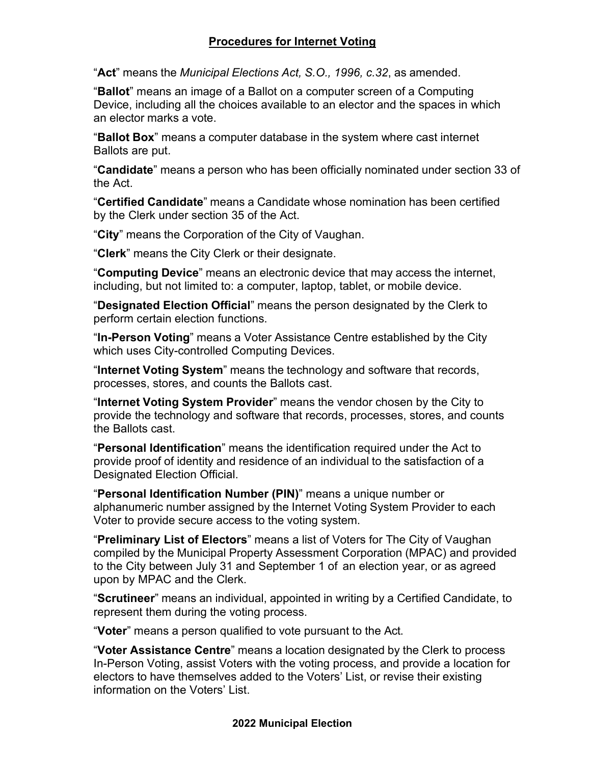## Procedures for Internet Voting

"**Act**" means the *Municipal Elections Act, S.O., 1996, c.32*, as amended.

"**Ballot**" means an image of a Ballot on a computer screen of a Computing Device, including all the choices available to an elector and the spaces in which an elector marks a vote.

"**Ballot Box**" means a computer database in the system where cast internet Ballots are put.

"**Candidate**" means a person who has been officially nominated under section 33 of the Act.

"**Certified Candidate**" means a Candidate whose nomination has been certified by the Clerk under section 35 of the Act.

"**City**" means the Corporation of the City of Vaughan.

"**Clerk**" means the City Clerk or their designate.

"**Computing Device**" means an electronic device that may access the internet, including, but not limited to: a computer, laptop, tablet, or mobile device.

"**Designated Election Official**" means the person designated by the Clerk to perform certain election functions.

"**In-Person Voting**" means a Voter Assistance Centre established by the City which uses City-controlled Computing Devices.

"**Internet Voting System**" means the technology and software that records, processes, stores, and counts the Ballots cast.

"**Internet Voting System Provider**" means the vendor chosen by the City to provide the technology and software that records, processes, stores, and counts the Ballots cast.

"**Personal Identification**" means the identification required under the Act to provide proof of identity and residence of an individual to the satisfaction of a Designated Election Official.

"**Personal Identification Number (PIN)**" means a unique number or alphanumeric number assigned by the Internet Voting System Provider to each Voter to provide secure access to the voting system.

"**Preliminary List of Electors**" means a list of Voters for The City of Vaughan compiled by the Municipal Property Assessment Corporation (MPAC) and provided to the City between July 31 and September 1 of an election year, or as agreed upon by MPAC and the Clerk.

"**Scrutineer**" means an individual, appointed in writing by a Certified Candidate, to represent them during the voting process.

"**Voter**" means a person qualified to vote pursuant to the Act.

"**Voter Assistance Centre**" means a location designated by the Clerk to process In-Person Voting, assist Voters with the voting process, and provide a location for electors to have themselves added to the Voters' List, or revise their existing information on the Voters' List.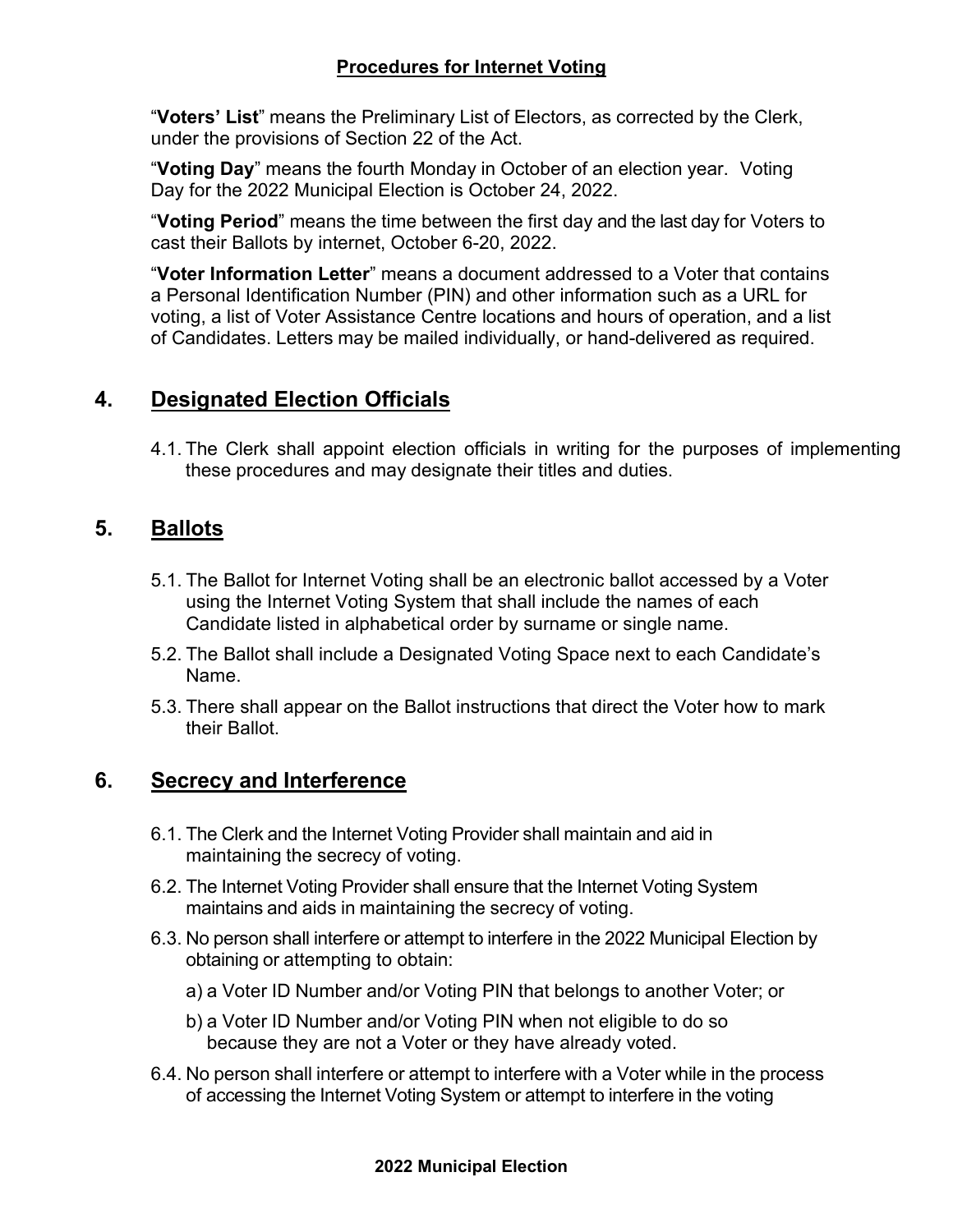"**Voters' List**" means the Preliminary List of Electors, as corrected by the Clerk, under the provisions of Section 22 of the Act.

"**Voting Day**" means the fourth Monday in October of an election year. Voting Day for the 2022 Municipal Election is October 24, 2022.

"**Voting Period**" means the time between the first day and the last day for Voters to cast their Ballots by internet, October 6-20, 2022.

"**Voter Information Letter**" means a document addressed to a Voter that contains a Personal Identification Number (PIN) and other information such as a URL for voting, a list of Voter Assistance Centre locations and hours of operation, and a list of Candidates. Letters may be mailed individually, or hand-delivered as required.

## 4. Designated Election Officials

4.1. The Clerk shall appoint election officials in writing for the purposes of implementing these procedures and may designate their titles and duties.

## 5. Ballots

5.1. The Ballot for Internet Voting shall be an electronic ballot accessed by a Voter using the Internet Voting System that shall include the names of each Candidate listed in alphabetical order by surname or single name.

5.2. The Ballot shall include a Designated Voting Space next to each Candidate's Name.

5.3. There shall appear on the Ballot instructions that direct the Voter how to mark their Ballot.

## 6. Secrecy and Interference

6.1. The Clerk and the Internet Voting Provider shall maintain and aid in maintaining the secrecy of voting.

6.2. The Internet Voting Provider shall ensure that the Internet Voting System maintains and aids in maintaining the secrecy of voting.

6.3. No person shall interfere or attempt to interfere in the 2022 Municipal Election by obtaining or attempting to obtain:

a) a Voter ID Number and/or Voting PIN that belongs to another Voter; or

b) a Voter ID Number and/or Voting PIN when not eligible to do so because they are not a Voter or they have already voted.

6.4. No person shall interfere or attempt to interfere with a Voter while in the process of accessing the Internet Voting System or attempt to interfere in the voting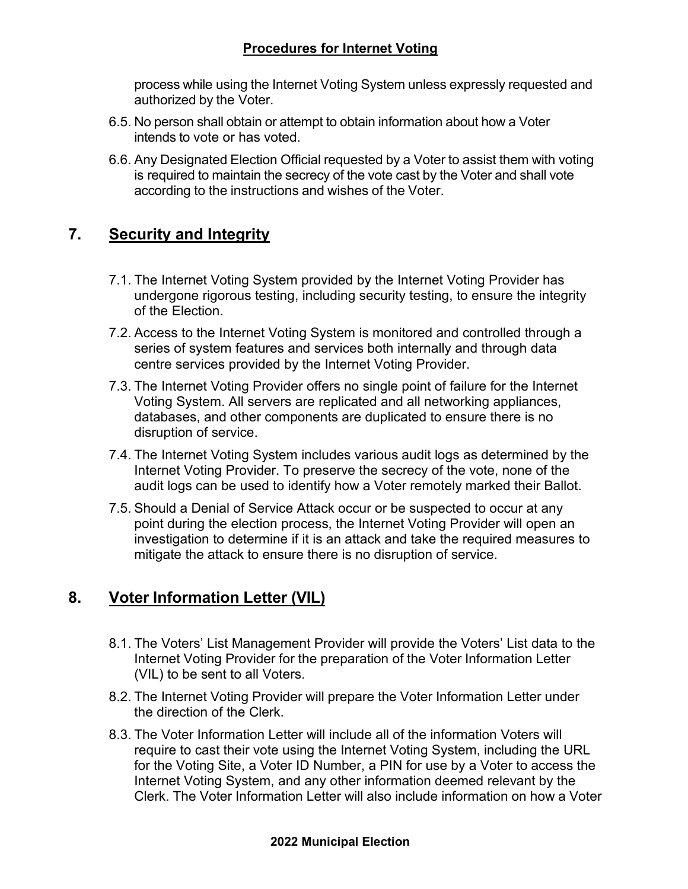process while using the Internet Voting System unless expressly requested and authorized by the Voter.

6.5. No person shall obtain or attempt to obtain information about how a Voter intends to vote or has voted.

6.6. Any Designated Election Official requested by a Voter to assist them with voting is required to maintain the secrecy of the vote cast by the Voter and shall vote according to the instructions and wishes of the Voter.

## 7. Security and Integrity

7.1. The Internet Voting System provided by the Internet Voting Provider has undergone rigorous testing, including security testing, to ensure the integrity of the Election.

7.2. Access to the Internet Voting System is monitored and controlled through a series of system features and services both internally and through data centre services provided by the Internet Voting Provider.

7.3. The Internet Voting Provider offers no single point of failure for the Internet Voting System. All servers are replicated and all networking appliances, databases, and other components are duplicated to ensure there is no disruption of service.

7.4. The Internet Voting System includes various audit logs as determined by the Internet Voting Provider. To preserve the secrecy of the vote, none of the audit logs can be used to identify how a Voter remotely marked their Ballot.

7.5. Should a Denial of Service Attack occur or be suspected to occur at any point during the election process, the Internet Voting Provider will open an investigation to determine if it is an attack and take the required measures to mitigate the attack to ensure there is no disruption of service.

## 8. Voter Information Letter (VIL)

8.1. The Voters' List Management Provider will provide the Voters' List data to the Internet Voting Provider for the preparation of the Voter Information Letter (VIL) to be sent to all Voters.

8.2. The Internet Voting Provider will prepare the Voter Information Letter under the direction of the Clerk.

8.3. The Voter Information Letter will include all of the information Voters will require to cast their vote using the Internet Voting System, including the URL for the Voting Site, a Voter ID Number, a PIN for use by a Voter to access the Internet Voting System, and any other information deemed relevant by the Clerk. The Voter Information Letter will also include information on how a Voter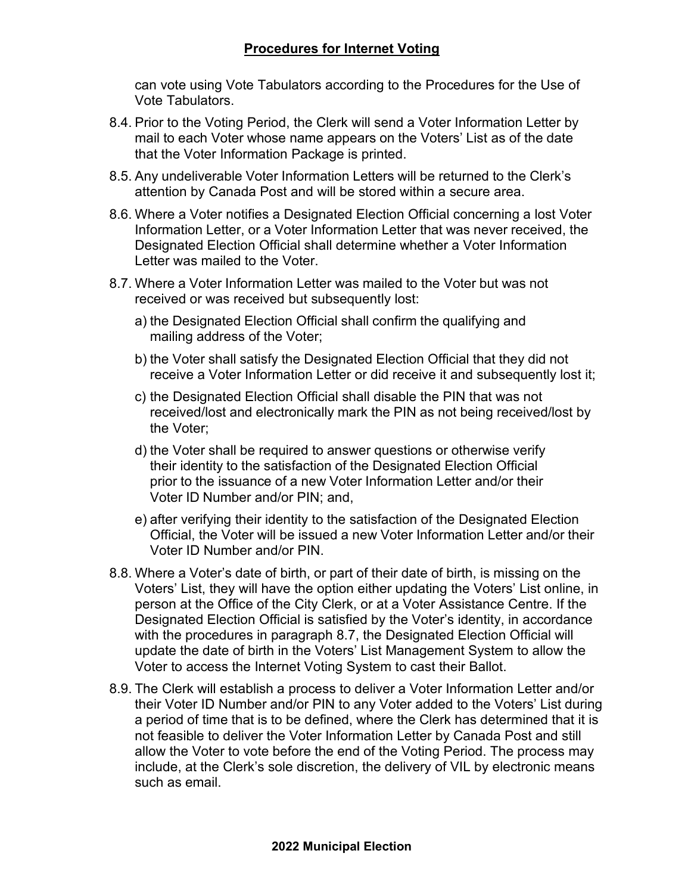can vote using Vote Tabulators according to the Procedures for the Use of Vote Tabulators.

8.4. Prior to the Voting Period, the Clerk will send a Voter Information Letter by mail to each Voter whose name appears on the Voters' List as of the date that the Voter Information Package is printed.

8.5. Any undeliverable Voter Information Letters will be returned to the Clerk's attention by Canada Post and will be stored within a secure area.

8.6. Where a Voter notifies a Designated Election Official concerning a lost Voter Information Letter, or a Voter Information Letter that was never received, the Designated Election Official shall determine whether a Voter Information Letter was mailed to the Voter.

8.7. Where a Voter Information Letter was mailed to the Voter but was not received or was received but subsequently lost:

a) the Designated Election Official shall confirm the qualifying and mailing address of the Voter;

b) the Voter shall satisfy the Designated Election Official that they did not receive a Voter Information Letter or did receive it and subsequently lost it;

c) the Designated Election Official shall disable the PIN that was not received/lost and electronically mark the PIN as not being received/lost by the Voter;

d) the Voter shall be required to answer questions or otherwise verify their identity to the satisfaction of the Designated Election Official prior to the issuance of a new Voter Information Letter and/or their Voter ID Number and/or PIN; and,

e) after verifying their identity to the satisfaction of the Designated Election Official, the Voter will be issued a new Voter Information Letter and/or their Voter ID Number and/or PIN.

8.8. Where a Voter's date of birth, or part of their date of birth, is missing on the Voters' List, they will have the option either updating the Voters' List online, in person at the Office of the City Clerk, or at a Voter Assistance Centre. If the Designated Election Official is satisfied by the Voter's identity, in accordance with the procedures in paragraph 8.7, the Designated Election Official will update the date of birth in the Voters' List Management System to allow the Voter to access the Internet Voting System to cast their Ballot.

8.9. The Clerk will establish a process to deliver a Voter Information Letter and/or their Voter ID Number and/or PIN to any Voter added to the Voters' List during a period of time that is to be defined, where the Clerk has determined that it is not feasible to deliver the Voter Information Letter by Canada Post and still allow the Voter to vote before the end of the Voting Period. The process may include, at the Clerk's sole discretion, the delivery of VIL by electronic means such as email.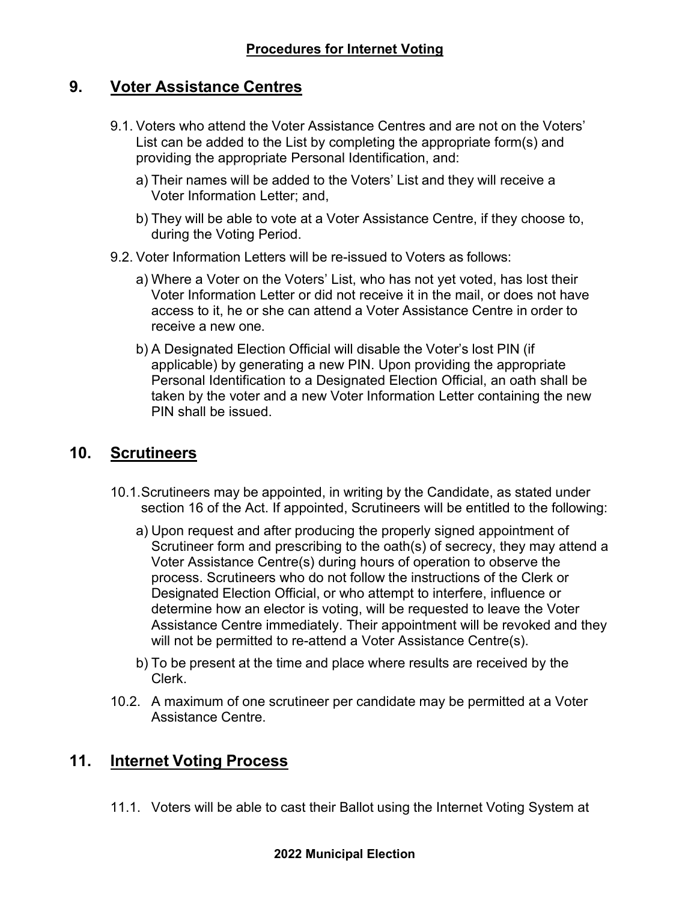## 9. Voter Assistance Centres

9.1. Voters who attend the Voter Assistance Centres and are not on the Voters' List can be added to the List by completing the appropriate form(s) and providing the appropriate Personal Identification, and:

a) Their names will be added to the Voters' List and they will receive a Voter Information Letter; and,

b) They will be able to vote at a Voter Assistance Centre, if they choose to, during the Voting Period.

9.2. Voter Information Letters will be re-issued to Voters as follows:

a) Where a Voter on the Voters' List, who has not yet voted, has lost their Voter Information Letter or did not receive it in the mail, or does not have access to it, he or she can attend a Voter Assistance Centre in order to receive a new one.

b) A Designated Election Official will disable the Voter's lost PIN (if applicable) by generating a new PIN. Upon providing the appropriate Personal Identification to a Designated Election Official, an oath shall be taken by the voter and a new Voter Information Letter containing the new PIN shall be issued.

## 10. Scrutineers

10.1. Scrutineers may be appointed, in writing by the Candidate, as stated under section 16 of the Act. If appointed, Scrutineers will be entitled to the following:

a) Upon request and after producing the properly signed appointment of Scrutineer form and prescribing to the oath(s) of secrecy, they may attend a Voter Assistance Centre(s) during hours of operation to observe the process. Scrutineers who do not follow the instructions of the Clerk or Designated Election Official, or who attempt to interfere, influence or determine how an elector is voting, will be requested to leave the Voter Assistance Centre immediately. Their appointment will be revoked and they will not be permitted to re-attend a Voter Assistance Centre(s).

b) To be present at the time and place where results are received by the Clerk.

10.2. A maximum of one scrutineer per candidate may be permitted at a Voter Assistance Centre.

## 11. Internet Voting Process

11.1. Voters will be able to cast their Ballot using the Internet Voting System at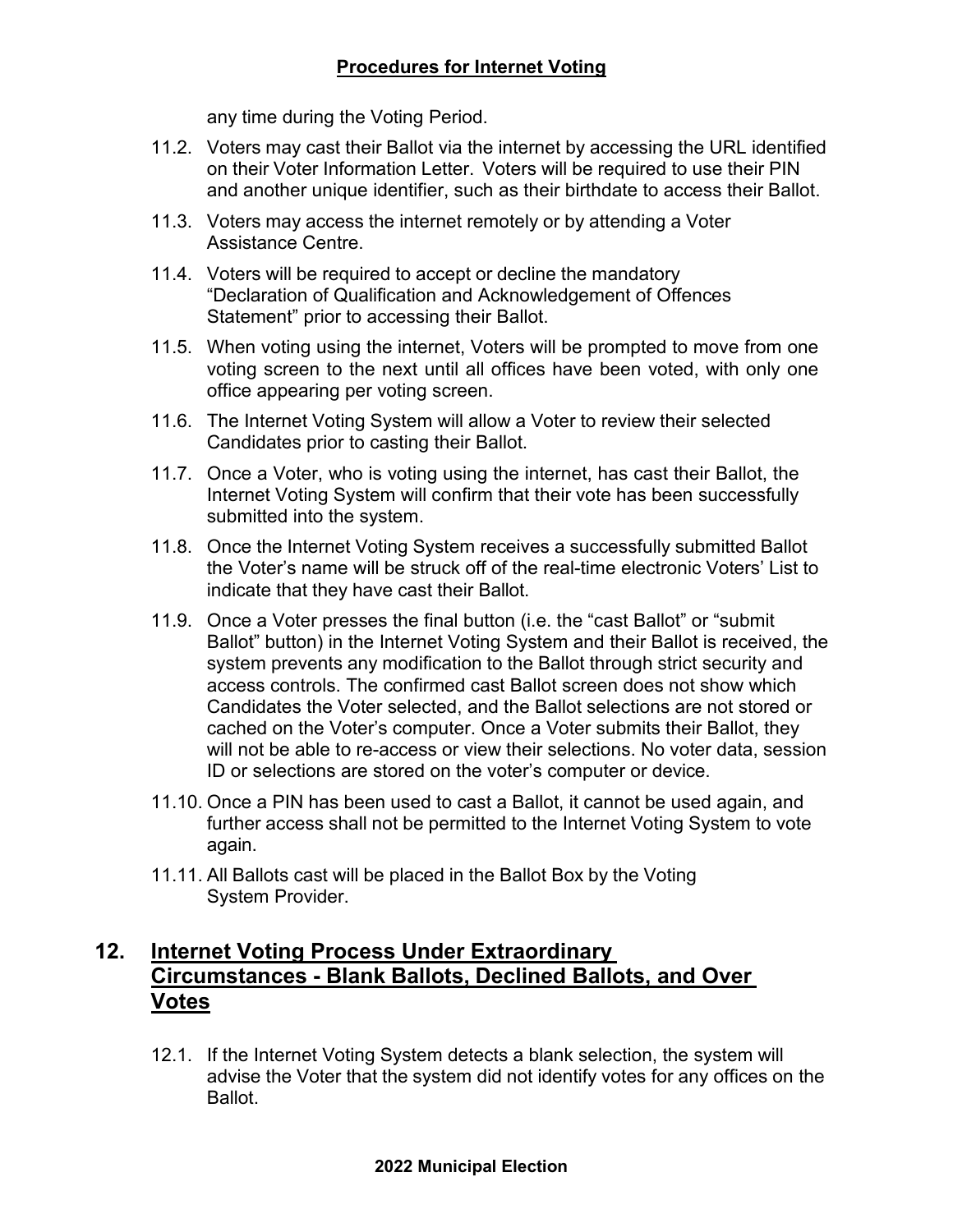any time during the Voting Period.

11.2. Voters may cast their Ballot via the internet by accessing the URL identified on their Voter Information Letter. Voters will be required to use their PIN and another unique identifier, such as their birthdate to access their Ballot.

11.3. Voters may access the internet remotely or by attending a Voter Assistance Centre.

11.4. Voters will be required to accept or decline the mandatory "Declaration of Qualification and Acknowledgement of Offences Statement" prior to accessing their Ballot.

11.5. When voting using the internet, Voters will be prompted to move from one voting screen to the next until all offices have been voted, with only one office appearing per voting screen.

11.6. The Internet Voting System will allow a Voter to review their selected Candidates prior to casting their Ballot.

11.7. Once a Voter, who is voting using the internet, has cast their Ballot, the Internet Voting System will confirm that their vote has been successfully submitted into the system.

11.8. Once the Internet Voting System receives a successfully submitted Ballot the Voter's name will be struck off of the real-time electronic Voters' List to indicate that they have cast their Ballot.

11.9. Once a Voter presses the final button (i.e. the "cast Ballot" or "submit Ballot" button) in the Internet Voting System and their Ballot is received, the system prevents any modification to the Ballot through strict security and access controls. The confirmed cast Ballot screen does not show which Candidates the Voter selected, and the Ballot selections are not stored or cached on the Voter's computer. Once a Voter submits their Ballot, they will not be able to re-access or view their selections. No voter data, session ID or selections are stored on the voter's computer or device.

11.10. Once a PIN has been used to cast a Ballot, it cannot be used again, and further access shall not be permitted to the Internet Voting System to vote again.

11.11. All Ballots cast will be placed in the Ballot Box by the Voting System Provider.

## 12. Internet Voting Process Under Extraordinary Circumstances - Blank Ballots, Declined Ballots, and Over Votes

12.1. If the Internet Voting System detects a blank selection, the system will advise the Voter that the system did not identify votes for any offices on the Ballot.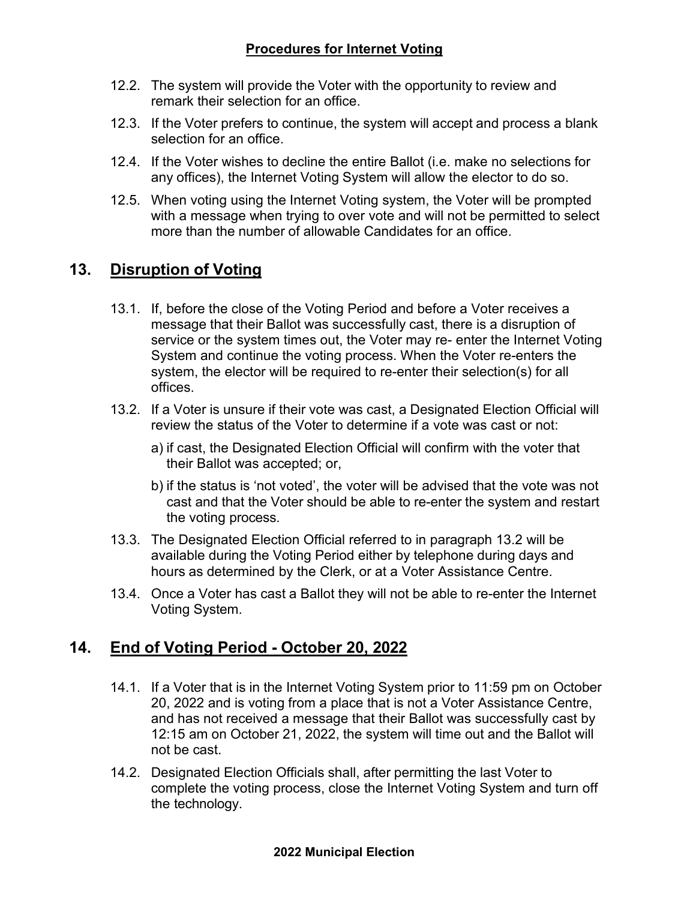12.2. The system will provide the Voter with the opportunity to review and remark their selection for an office.

12.3. If the Voter prefers to continue, the system will accept and process a blank selection for an office.

12.4. If the Voter wishes to decline the entire Ballot (i.e. make no selections for any offices), the Internet Voting System will allow the elector to do so.

12.5. When voting using the Internet Voting system, the Voter will be prompted with a message when trying to over vote and will not be permitted to select more than the number of allowable Candidates for an office.

## 13. Disruption of Voting

13.1. If, before the close of the Voting Period and before a Voter receives a message that their Ballot was successfully cast, there is a disruption of service or the system times out, the Voter may re- enter the Internet Voting System and continue the voting process. When the Voter re-enters the system, the elector will be required to re-enter their selection(s) for all offices.

13.2. If a Voter is unsure if their vote was cast, a Designated Election Official will review the status of the Voter to determine if a vote was cast or not:

a) if cast, the Designated Election Official will confirm with the voter that their Ballot was accepted; or,

b) if the status is 'not voted', the voter will be advised that the vote was not cast and that the Voter should be able to re-enter the system and restart the voting process.

13.3. The Designated Election Official referred to in paragraph 13.2 will be available during the Voting Period either by telephone during days and hours as determined by the Clerk, or at a Voter Assistance Centre.

13.4. Once a Voter has cast a Ballot they will not be able to re-enter the Internet Voting System.

## 14. End of Voting Period - October 20, 2022

14.1. If a Voter that is in the Internet Voting System prior to 11:59 pm on October 20, 2022 and is voting from a place that is not a Voter Assistance Centre, and has not received a message that their Ballot was successfully cast by 12:15 am on October 21, 2022, the system will time out and the Ballot will not be cast.

14.2. Designated Election Officials shall, after permitting the last Voter to complete the voting process, close the Internet Voting System and turn off the technology.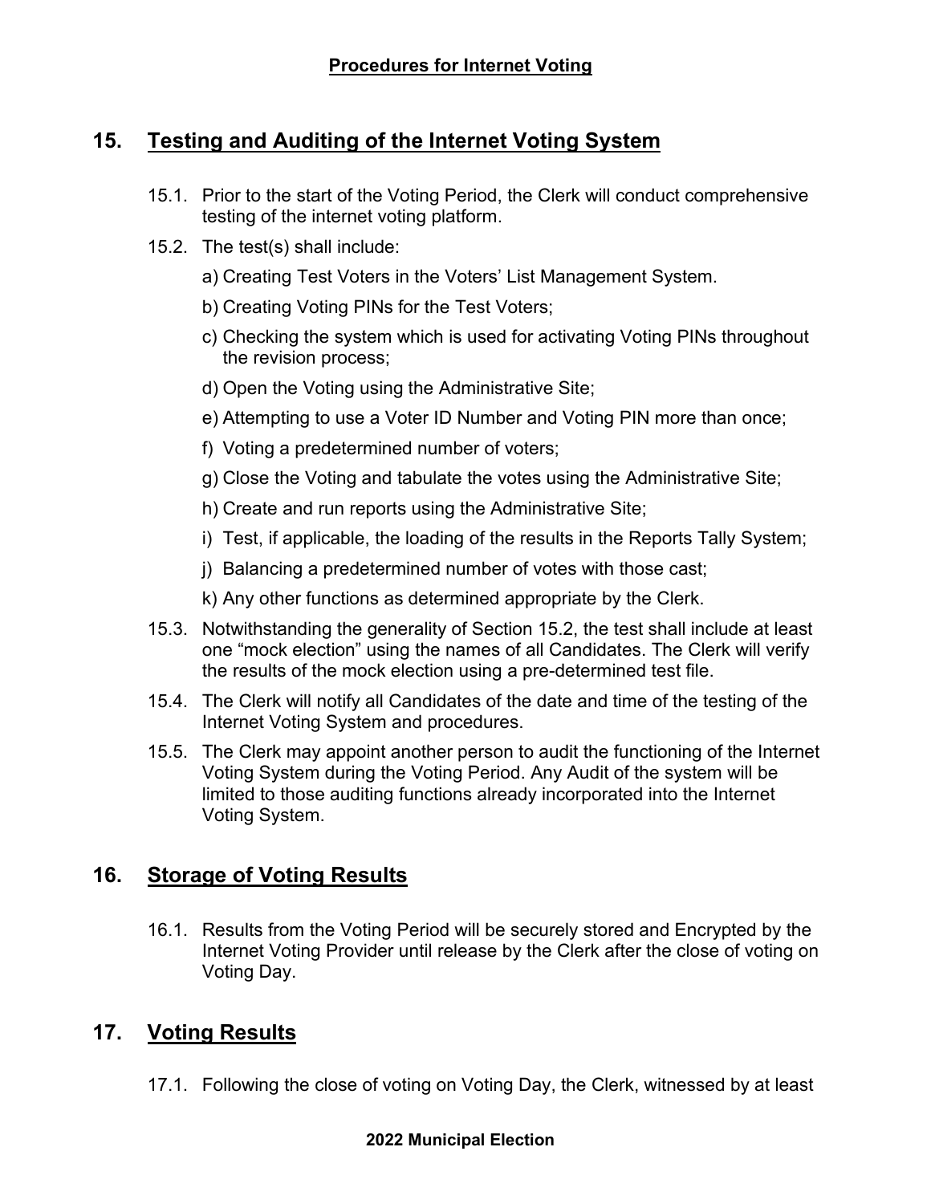## 15. Testing and Auditing of the Internet Voting System

15.1. Prior to the start of the Voting Period, the Clerk will conduct comprehensive testing of the internet voting platform.

15.2. The test(s) shall include:

a) Creating Test Voters in the Voters' List Management System.

b) Creating Voting PINs for the Test Voters;

c) Checking the system which is used for activating Voting PINs throughout the revision process;

d) Open the Voting using the Administrative Site;

e) Attempting to use a Voter ID Number and Voting PIN more than once;

f) Voting a predetermined number of voters;

g) Close the Voting and tabulate the votes using the Administrative Site;

h) Create and run reports using the Administrative Site;

i) Test, if applicable, the loading of the results in the Reports Tally System;

j) Balancing a predetermined number of votes with those cast;

k) Any other functions as determined appropriate by the Clerk.

15.3. Notwithstanding the generality of Section 15.2, the test shall include at least one "mock election" using the names of all Candidates. The Clerk will verify the results of the mock election using a pre-determined test file.

15.4. The Clerk will notify all Candidates of the date and time of the testing of the Internet Voting System and procedures.

15.5. The Clerk may appoint another person to audit the functioning of the Internet Voting System during the Voting Period. Any Audit of the system will be limited to those auditing functions already incorporated into the Internet Voting System.

## 16. Storage of Voting Results

16.1. Results from the Voting Period will be securely stored and Encrypted by the Internet Voting Provider until release by the Clerk after the close of voting on Voting Day.

## 17. Voting Results

17.1. Following the close of voting on Voting Day, the Clerk, witnessed by at least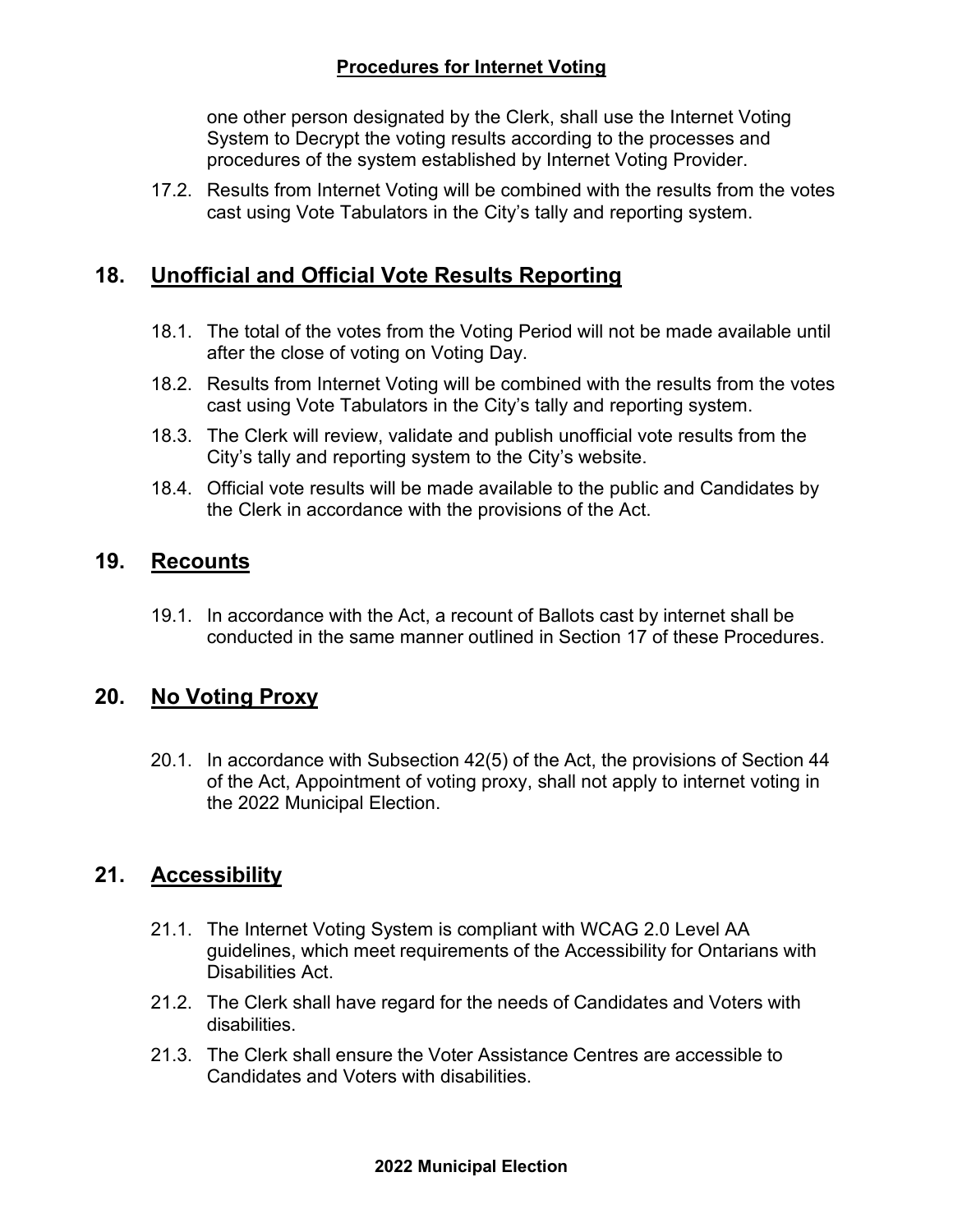one other person designated by the Clerk, shall use the Internet Voting System to Decrypt the voting results according to the processes and procedures of the system established by Internet Voting Provider.

17.2. Results from Internet Voting will be combined with the results from the votes cast using Vote Tabulators in the City's tally and reporting system.

## 18. Unofficial and Official Vote Results Reporting

18.1. The total of the votes from the Voting Period will not be made available until after the close of voting on Voting Day.

18.2. Results from Internet Voting will be combined with the results from the votes cast using Vote Tabulators in the City's tally and reporting system.

18.3. The Clerk will review, validate and publish unofficial vote results from the City's tally and reporting system to the City's website.

18.4. Official vote results will be made available to the public and Candidates by the Clerk in accordance with the provisions of the Act.

## 19. Recounts

19.1. In accordance with the Act, a recount of Ballots cast by internet shall be conducted in the same manner outlined in Section 17 of these Procedures.

## 20. No Voting Proxy

20.1. In accordance with Subsection 42(5) of the Act, the provisions of Section 44 of the Act, Appointment of voting proxy, shall not apply to internet voting in the 2022 Municipal Election.

## 21. Accessibility

21.1. The Internet Voting System is compliant with WCAG 2.0 Level AA guidelines, which meet requirements of the Accessibility for Ontarians with Disabilities Act.

21.2. The Clerk shall have regard for the needs of Candidates and Voters with disabilities.

21.3. The Clerk shall ensure the Voter Assistance Centres are accessible to Candidates and Voters with disabilities.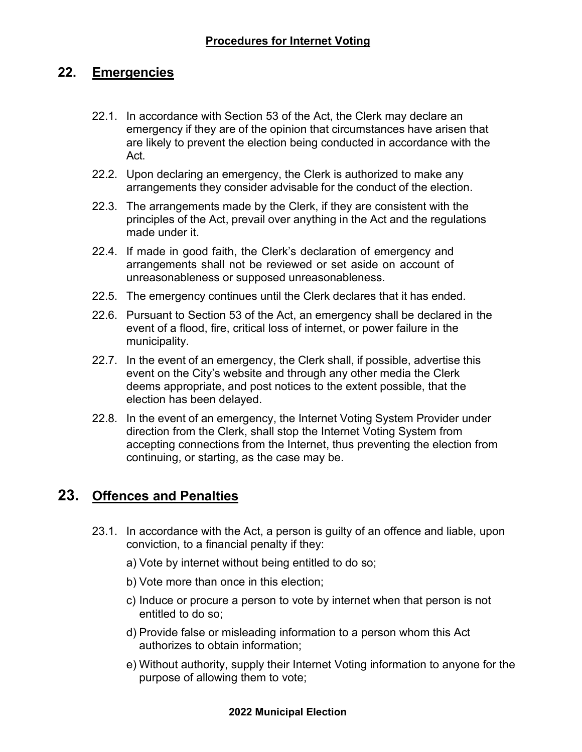## 22. Emergencies

22.1. In accordance with Section 53 of the Act, the Clerk may declare an emergency if they are of the opinion that circumstances have arisen that are likely to prevent the election being conducted in accordance with the Act.

22.2. Upon declaring an emergency, the Clerk is authorized to make any arrangements they consider advisable for the conduct of the election.

22.3. The arrangements made by the Clerk, if they are consistent with the principles of the Act, prevail over anything in the Act and the regulations made under it.

22.4. If made in good faith, the Clerk's declaration of emergency and arrangements shall not be reviewed or set aside on account of unreasonableness or supposed unreasonableness.

22.5. The emergency continues until the Clerk declares that it has ended.

22.6. Pursuant to Section 53 of the Act, an emergency shall be declared in the event of a flood, fire, critical loss of internet, or power failure in the municipality.

22.7. In the event of an emergency, the Clerk shall, if possible, advertise this event on the City's website and through any other media the Clerk deems appropriate, and post notices to the extent possible, that the election has been delayed.

22.8. In the event of an emergency, the Internet Voting System Provider under direction from the Clerk, shall stop the Internet Voting System from accepting connections from the Internet, thus preventing the election from continuing, or starting, as the case may be.

## 23. Offences and Penalties

23.1. In accordance with the Act, a person is guilty of an offence and liable, upon conviction, to a financial penalty if they:

a) Vote by internet without being entitled to do so;

b) Vote more than once in this election;

c) Induce or procure a person to vote by internet when that person is not entitled to do so;

d) Provide false or misleading information to a person whom this Act authorizes to obtain information;

e) Without authority, supply their Internet Voting information to anyone for the purpose of allowing them to vote;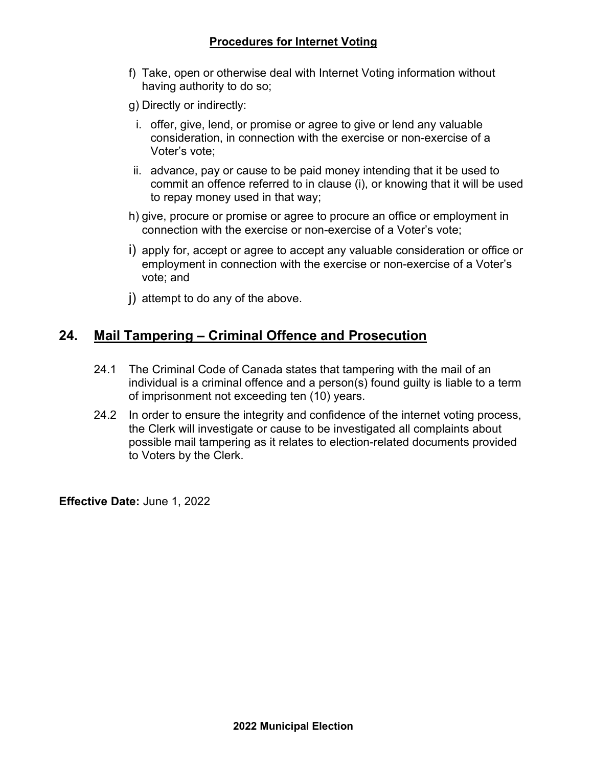f) Take, open or otherwise deal with Internet Voting information without having authority to do so;

g) Directly or indirectly:

   i. offer, give, lend, or promise or agree to give or lend any valuable consideration, in connection with the exercise or non-exercise of a Voter's vote;

   ii. advance, pay or cause to be paid money intending that it be used to commit an offence referred to in clause (i), or knowing that it will be used to repay money used in that way;

h) give, procure or promise or agree to procure an office or employment in connection with the exercise or non-exercise of a Voter's vote;

i) apply for, accept or agree to accept any valuable consideration or office or employment in connection with the exercise or non-exercise of a Voter's vote; and

j) attempt to do any of the above.

## 24. Mail Tampering – Criminal Offence and Prosecution

24.1 The Criminal Code of Canada states that tampering with the mail of an individual is a criminal offence and a person(s) found guilty is liable to a term of imprisonment not exceeding ten (10) years.

24.2 In order to ensure the integrity and confidence of the internet voting process, the Clerk will investigate or cause to be investigated all complaints about possible mail tampering as it relates to election-related documents provided to Voters by the Clerk.

**Effective Date:** June 1, 2022